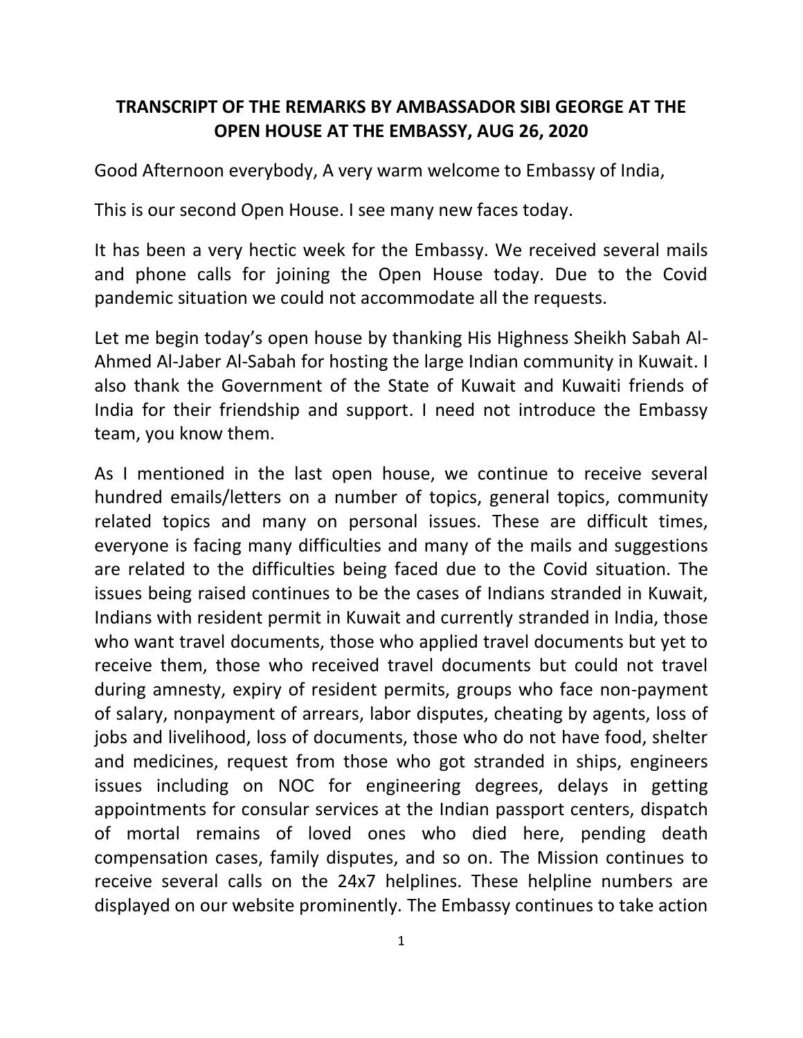# TRANSCRIPT OF THE REMARKS BY AMBASSADOR SIBI GEORGE AT THE OPEN HOUSE AT THE EMBASSY, AUG 26, 2020

Good Afternoon everybody, A very warm welcome to Embassy of India,

This is our second Open House. I see many new faces today.

It has been a very hectic week for the Embassy. We received several mails and phone calls for joining the Open House today. Due to the Covid pandemic situation we could not accommodate all the requests.

Let me begin today's open house by thanking His Highness Sheikh Sabah Al-Ahmed Al-Jaber Al-Sabah for hosting the large Indian community in Kuwait. I also thank the Government of the State of Kuwait and Kuwaiti friends of India for their friendship and support. I need not introduce the Embassy team, you know them.

As I mentioned in the last open house, we continue to receive several hundred emails/letters on a number of topics, general topics, community related topics and many on personal issues. These are difficult times, everyone is facing many difficulties and many of the mails and suggestions are related to the difficulties being faced due to the Covid situation. The issues being raised continues to be the cases of Indians stranded in Kuwait, Indians with resident permit in Kuwait and currently stranded in India, those who want travel documents, those who applied travel documents but yet to receive them, those who received travel documents but could not travel during amnesty, expiry of resident permits, groups who face non-payment of salary, nonpayment of arrears, labor disputes, cheating by agents, loss of jobs and livelihood, loss of documents, those who do not have food, shelter and medicines, request from those who got stranded in ships, engineers issues including on NOC for engineering degrees, delays in getting appointments for consular services at the Indian passport centers, dispatch of mortal remains of loved ones who died here, pending death compensation cases, family disputes, and so on. The Mission continues to receive several calls on the 24x7 helplines. These helpline numbers are displayed on our website prominently. The Embassy continues to take action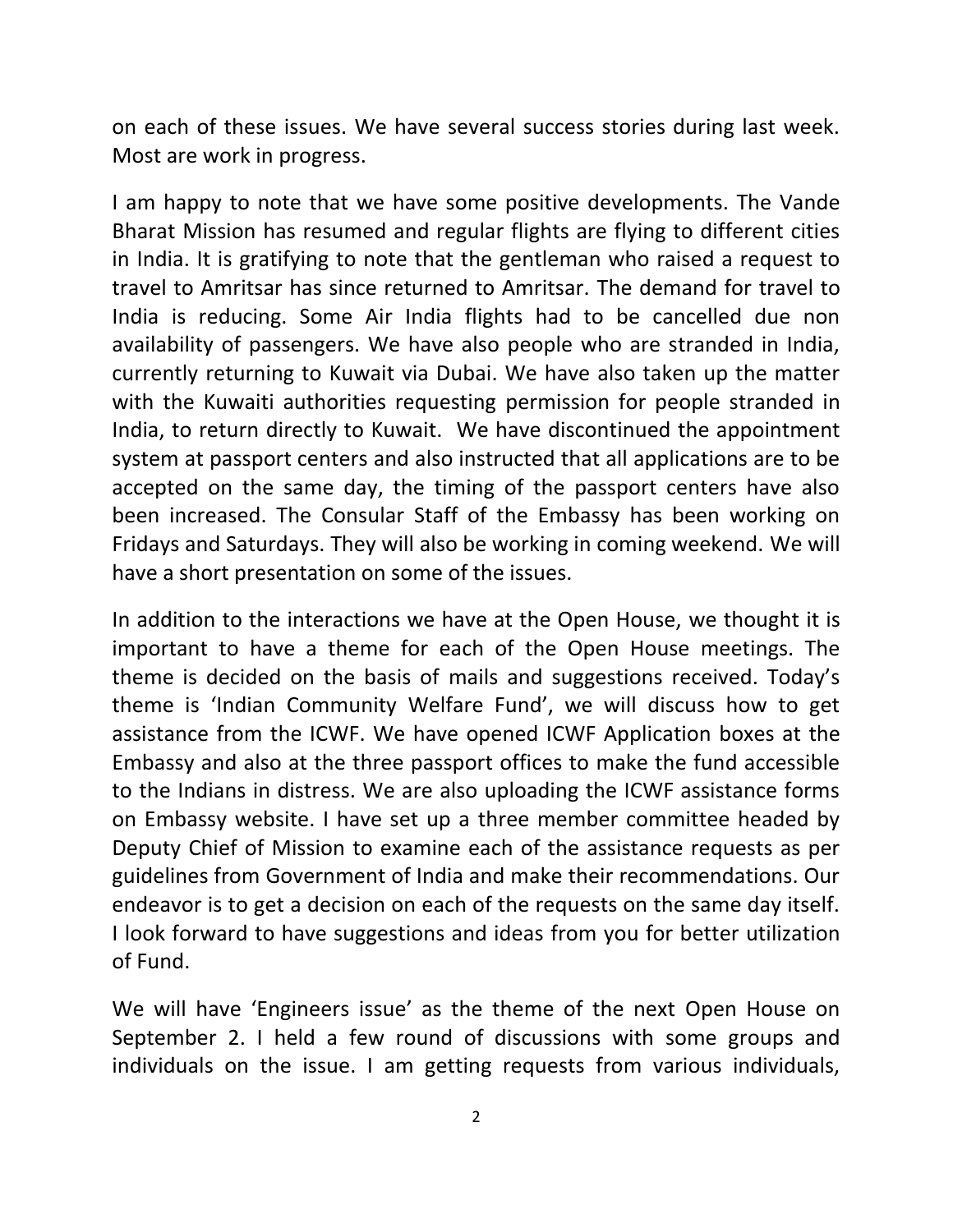on each of these issues. We have several success stories during last week. Most are work in progress.

I am happy to note that we have some positive developments. The Vande Bharat Mission has resumed and regular flights are flying to different cities in India. It is gratifying to note that the gentleman who raised a request to travel to Amritsar has since returned to Amritsar. The demand for travel to India is reducing. Some Air India flights had to be cancelled due non availability of passengers. We have also people who are stranded in India, currently returning to Kuwait via Dubai. We have also taken up the matter with the Kuwaiti authorities requesting permission for people stranded in India, to return directly to Kuwait. We have discontinued the appointment system at passport centers and also instructed that all applications are to be accepted on the same day, the timing of the passport centers have also been increased. The Consular Staff of the Embassy has been working on Fridays and Saturdays. They will also be working in coming weekend. We will have a short presentation on some of the issues.

In addition to the interactions we have at the Open House, we thought it is important to have a theme for each of the Open House meetings. The theme is decided on the basis of mails and suggestions received. Today's theme is 'Indian Community Welfare Fund', we will discuss how to get assistance from the ICWF. We have opened ICWF Application boxes at the Embassy and also at the three passport offices to make the fund accessible to the Indians in distress. We are also uploading the ICWF assistance forms on Embassy website. I have set up a three member committee headed by Deputy Chief of Mission to examine each of the assistance requests as per guidelines from Government of India and make their recommendations. Our endeavor is to get a decision on each of the requests on the same day itself. I look forward to have suggestions and ideas from you for better utilization of Fund.

We will have 'Engineers issue' as the theme of the next Open House on September 2. I held a few round of discussions with some groups and individuals on the issue. I am getting requests from various individuals,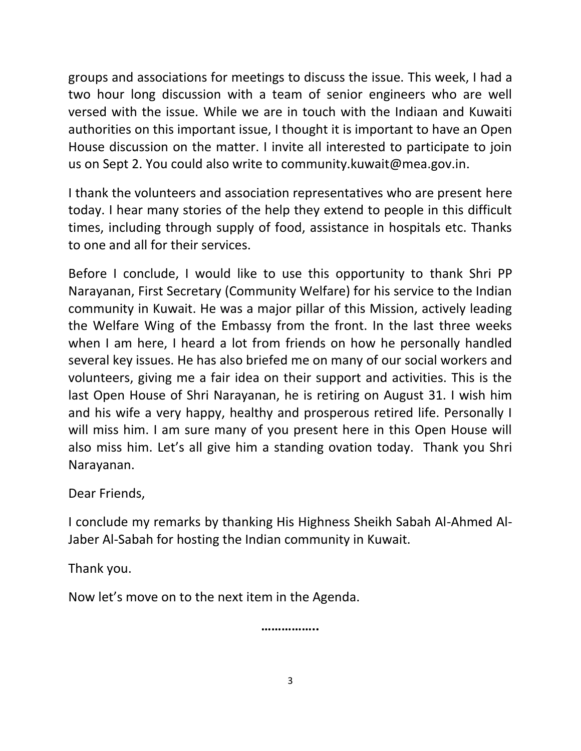groups and associations for meetings to discuss the issue. This week, I had a two hour long discussion with a team of senior engineers who are well versed with the issue. While we are in touch with the Indiaan and Kuwaiti authorities on this important issue, I thought it is important to have an Open House discussion on the matter. I invite all interested to participate to join us on Sept 2. You could also write to community.kuwait@mea.gov.in.

I thank the volunteers and association representatives who are present here today. I hear many stories of the help they extend to people in this difficult times, including through supply of food, assistance in hospitals etc. Thanks to one and all for their services.

Before I conclude, I would like to use this opportunity to thank Shri PP Narayanan, First Secretary (Community Welfare) for his service to the Indian community in Kuwait. He was a major pillar of this Mission, actively leading the Welfare Wing of the Embassy from the front. In the last three weeks when I am here, I heard a lot from friends on how he personally handled several key issues. He has also briefed me on many of our social workers and volunteers, giving me a fair idea on their support and activities. This is the last Open House of Shri Narayanan, he is retiring on August 31. I wish him and his wife a very happy, healthy and prosperous retired life. Personally I will miss him. I am sure many of you present here in this Open House will also miss him. Let's all give him a standing ovation today. Thank you Shri Narayanan.

Dear Friends,

I conclude my remarks by thanking His Highness Sheikh Sabah Al-Ahmed Al-Jaber Al-Sabah for hosting the Indian community in Kuwait.

Thank you.

Now let's move on to the next item in the Agenda.

**……………..**